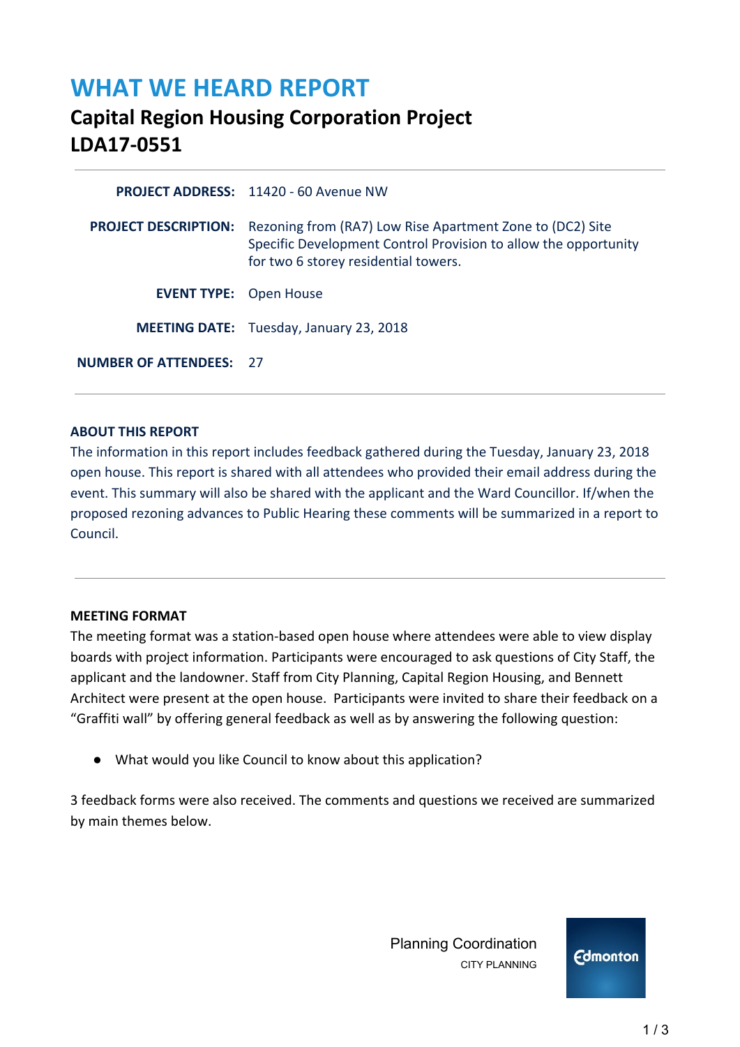# WHAT WE HEARD REPORT

## Capital Region Housing Corporation Project
## LDA17-0551

| | |
|---|---|
| **PROJECT ADDRESS:** | 11420 - 60 Avenue NW |
| **PROJECT DESCRIPTION:** | Rezoning from (RA7) Low Rise Apartment Zone to (DC2) Site Specific Development Control Provision to allow the opportunity for two 6 storey residential towers. |
| **EVENT TYPE:** | Open House |
| **MEETING DATE:** | Tuesday, January 23, 2018 |
| **NUMBER OF ATTENDEES:** | 27 |

### ABOUT THIS REPORT

The information in this report includes feedback gathered during the Tuesday, January 23, 2018 open house. This report is shared with all attendees who provided their email address during the event. This summary will also be shared with the applicant and the Ward Councillor. If/when the proposed rezoning advances to Public Hearing these comments will be summarized in a report to Council.

### MEETING FORMAT

The meeting format was a station-based open house where attendees were able to view display boards with project information. Participants were encouraged to ask questions of City Staff, the applicant and the landowner. Staff from City Planning, Capital Region Housing, and Bennett Architect were present at the open house. Participants were invited to share their feedback on a "Graffiti wall" by offering general feedback as well as by answering the following question:

- What would you like Council to know about this application?

3 feedback forms were also received. The comments and questions we received are summarized by main themes below.

Planning Coordination
CITY PLANNING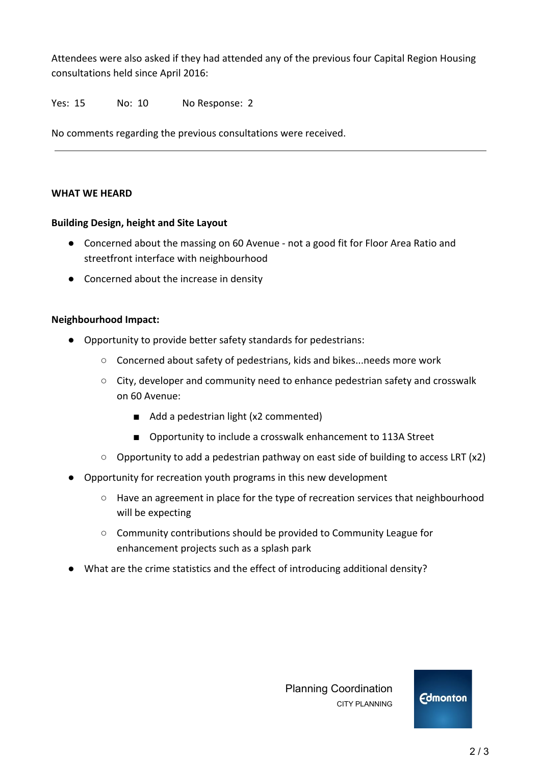Attendees were also asked if they had attended any of the previous four Capital Region Housing consultations held since April 2016:

Yes: 15 No: 10 No Response: 2

No comments regarding the previous consultations were received.

---

**WHAT WE HEARD**

**Building Design, height and Site Layout**

- Concerned about the massing on 60 Avenue - not a good fit for Floor Area Ratio and streetfront interface with neighbourhood
- Concerned about the increase in density

**Neighbourhood Impact:**

- Opportunity to provide better safety standards for pedestrians:
  - Concerned about safety of pedestrians, kids and bikes...needs more work
  - City, developer and community need to enhance pedestrian safety and crosswalk on 60 Avenue:
    - Add a pedestrian light (x2 commented)
    - Opportunity to include a crosswalk enhancement to 113A Street
  - Opportunity to add a pedestrian pathway on east side of building to access LRT (x2)
- Opportunity for recreation youth programs in this new development
  - Have an agreement in place for the type of recreation services that neighbourhood will be expecting
  - Community contributions should be provided to Community League for enhancement projects such as a splash park
- What are the crime statistics and the effect of introducing additional density?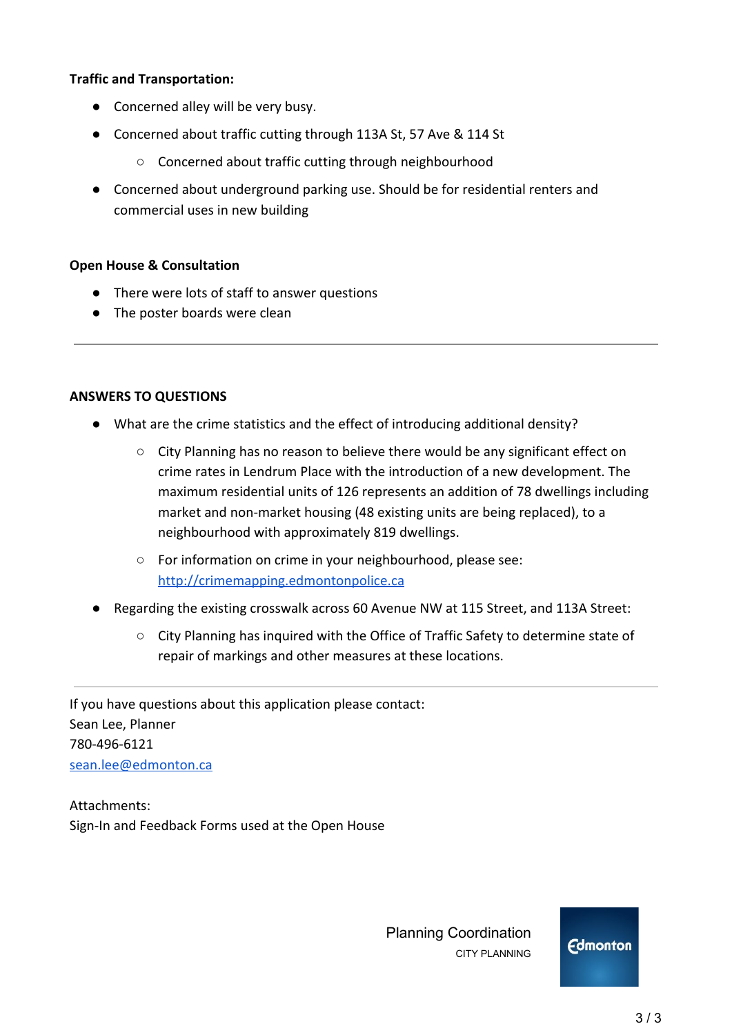**Traffic and Transportation:**

- Concerned alley will be very busy.
- Concerned about traffic cutting through 113A St, 57 Ave & 114 St
    - Concerned about traffic cutting through neighbourhood
- Concerned about underground parking use. Should be for residential renters and commercial uses in new building

**Open House & Consultation**

- There were lots of staff to answer questions
- The poster boards were clean

---

**ANSWERS TO QUESTIONS**

- What are the crime statistics and the effect of introducing additional density?
    - City Planning has no reason to believe there would be any significant effect on crime rates in Lendrum Place with the introduction of a new development. The maximum residential units of 126 represents an addition of 78 dwellings including market and non-market housing (48 existing units are being replaced), to a neighbourhood with approximately 819 dwellings.
    - For information on crime in your neighbourhood, please see: [http://crimemapping.edmontonpolice.ca](http://crimemapping.edmontonpolice.ca)
- Regarding the existing crosswalk across 60 Avenue NW at 115 Street, and 113A Street:
    - City Planning has inquired with the Office of Traffic Safety to determine state of repair of markings and other measures at these locations.

---

If you have questions about this application please contact:
Sean Lee, Planner
780-496-6121
[sean.lee@edmonton.ca](mailto:sean.lee@edmonton.ca)

Attachments:
Sign-In and Feedback Forms used at the Open House

Planning Coordination
CITY PLANNING

Edmonton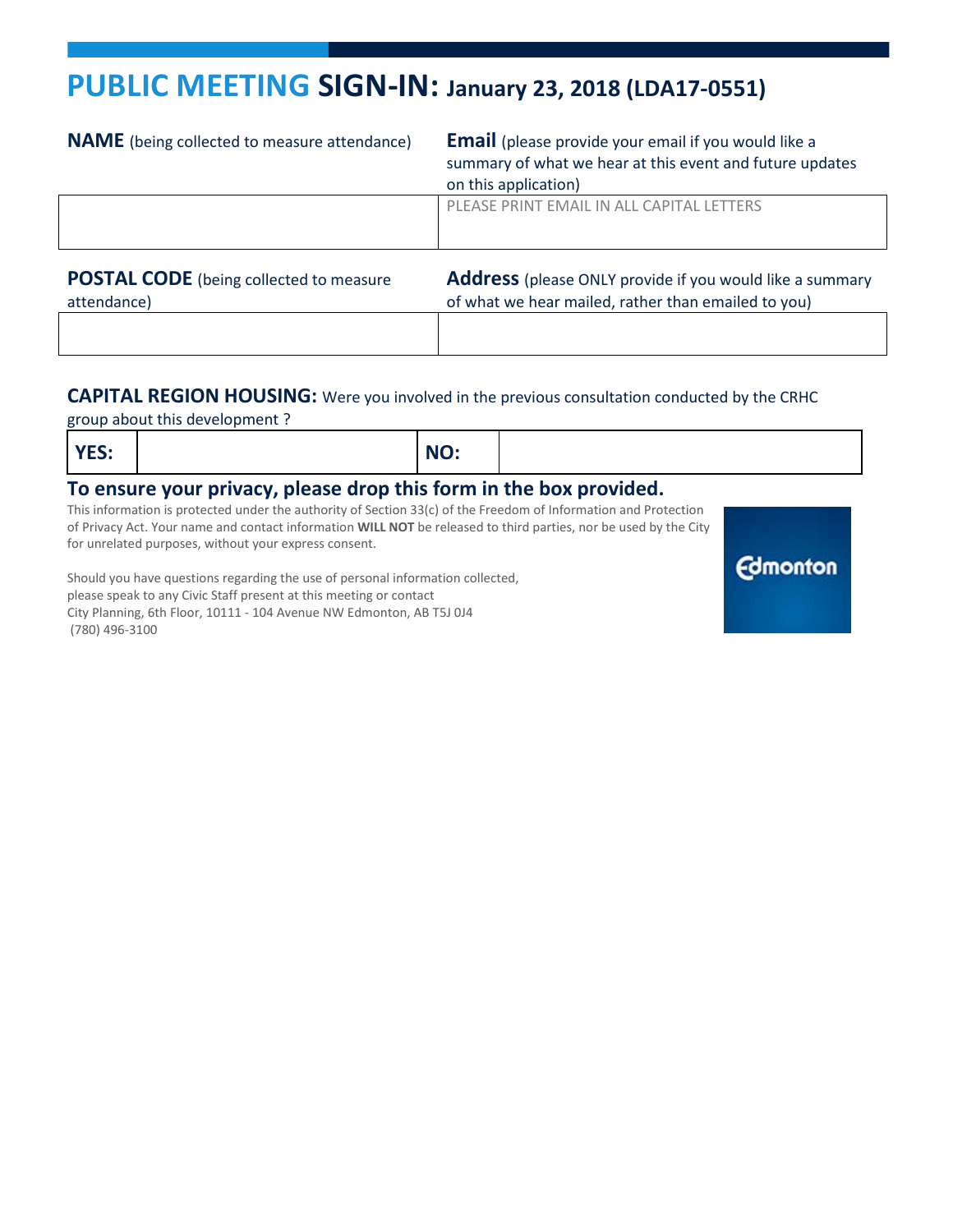# **PUBLIC MEETING SIGN-IN:** January 23, 2018 (LDA17-0551)

| **NAME** (being collected to measure attendance) | **Email** (please provide your email if you would like a summary of what we hear at this event and future updates on this application) |
|---|---|
| | PLEASE PRINT EMAIL IN ALL CAPITAL LETTERS |

| **POSTAL CODE** (being collected to measure attendance) | **Address** (please ONLY provide if you would like a summary of what we hear mailed, rather than emailed to you) |
|---|---|
| | |

**CAPITAL REGION HOUSING:** Were you involved in the previous consultation conducted by the CRHC group about this development ?

| **YES:** | | **NO:** | |
|---|---|---|---|

## To ensure your privacy, please drop this form in the box provided.

This information is protected under the authority of Section 33(c) of the Freedom of Information and Protection of Privacy Act. Your name and contact information **WILL NOT** be released to third parties, nor be used by the City for unrelated purposes, without your express consent.

Should you have questions regarding the use of personal information collected, please speak to any Civic Staff present at this meeting or contact
City Planning, 6th Floor, 10111 - 104 Avenue NW Edmonton, AB T5J 0J4
(780) 496-3100

Edmonton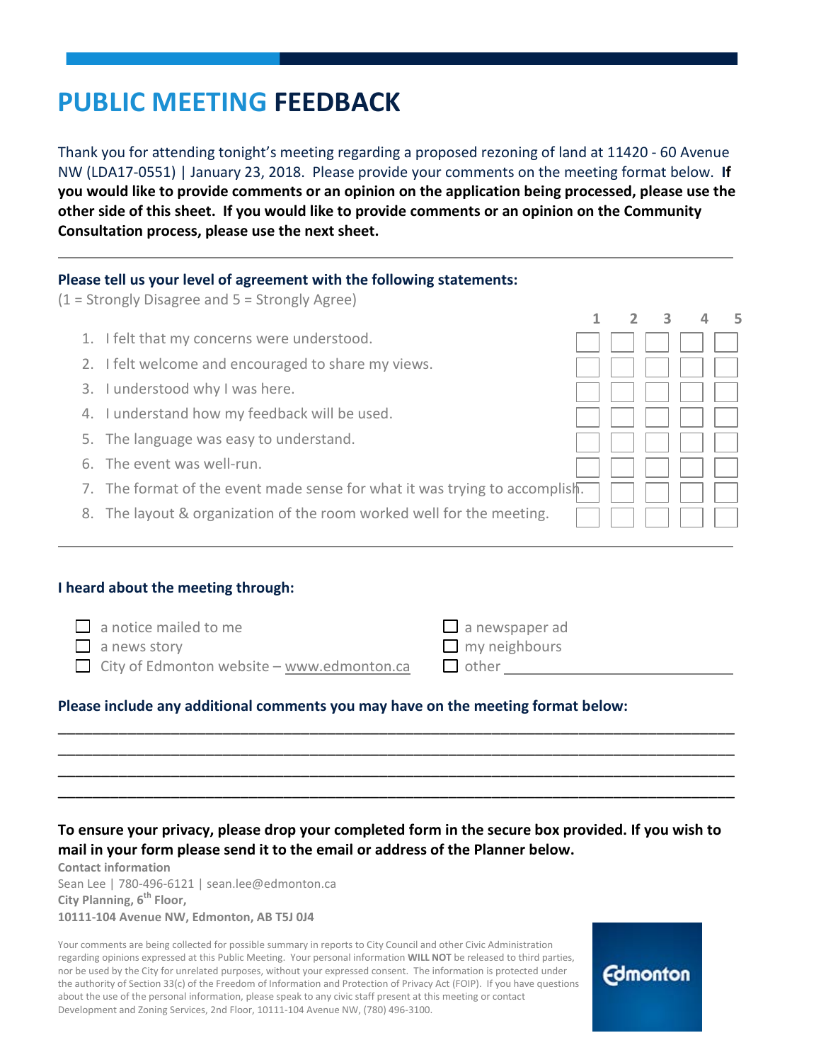# PUBLIC MEETING FEEDBACK

Thank you for attending tonight's meeting regarding a proposed rezoning of land at 11420 - 60 Avenue NW (LDA17-0551) | January 23, 2018. Please provide your comments on the meeting format below. **If you would like to provide comments or an opinion on the application being processed, please use the other side of this sheet. If you would like to provide comments or an opinion on the Community Consultation process, please use the next sheet.**

---

**Please tell us your level of agreement with the following statements:**
(1 = Strongly Disagree and 5 = Strongly Agree)

| | 1 | 2 | 3 | 4 | 5 |
|---|---|---|---|---|---|
| 1. I felt that my concerns were understood. | ☐ | ☐ | ☐ | ☐ | ☐ |
| 2. I felt welcome and encouraged to share my views. | ☐ | ☐ | ☐ | ☐ | ☐ |
| 3. I understood why I was here. | ☐ | ☐ | ☐ | ☐ | ☐ |
| 4. I understand how my feedback will be used. | ☐ | ☐ | ☐ | ☐ | ☐ |
| 5. The language was easy to understand. | ☐ | ☐ | ☐ | ☐ | ☐ |
| 6. The event was well-run. | ☐ | ☐ | ☐ | ☐ | ☐ |
| 7. The format of the event made sense for what it was trying to accomplish. | ☐ | ☐ | ☐ | ☐ | ☐ |
| 8. The layout & organization of the room worked well for the meeting. | ☐ | ☐ | ☐ | ☐ | ☐ |

---

**I heard about the meeting through:**

- ☐ a notice mailed to me
- ☐ a news story
- ☐ City of Edmonton website – www.edmonton.ca
- ☐ a newspaper ad
- ☐ my neighbours
- ☐ other ______________________________

**Please include any additional comments you may have on the meeting format below:**

_______________________________________________________________________________
_______________________________________________________________________________
_______________________________________________________________________________
_______________________________________________________________________________

**To ensure your privacy, please drop your completed form in the secure box provided. If you wish to mail in your form please send it to the email or address of the Planner below.**

**Contact information**
Sean Lee | 780-496-6121 | sean.lee@edmonton.ca
**City Planning, 6th Floor,**
**10111-104 Avenue NW, Edmonton, AB T5J 0J4**

Your comments are being collected for possible summary in reports to City Council and other Civic Administration regarding opinions expressed at this Public Meeting. Your personal information **WILL NOT** be released to third parties, nor be used by the City for unrelated purposes, without your expressed consent. The information is protected under the authority of Section 33(c) of the Freedom of Information and Protection of Privacy Act (FOIP). If you have questions about the use of the personal information, please speak to any civic staff present at this meeting or contact Development and Zoning Services, 2nd Floor, 10111-104 Avenue NW, (780) 496-3100.

Edmonton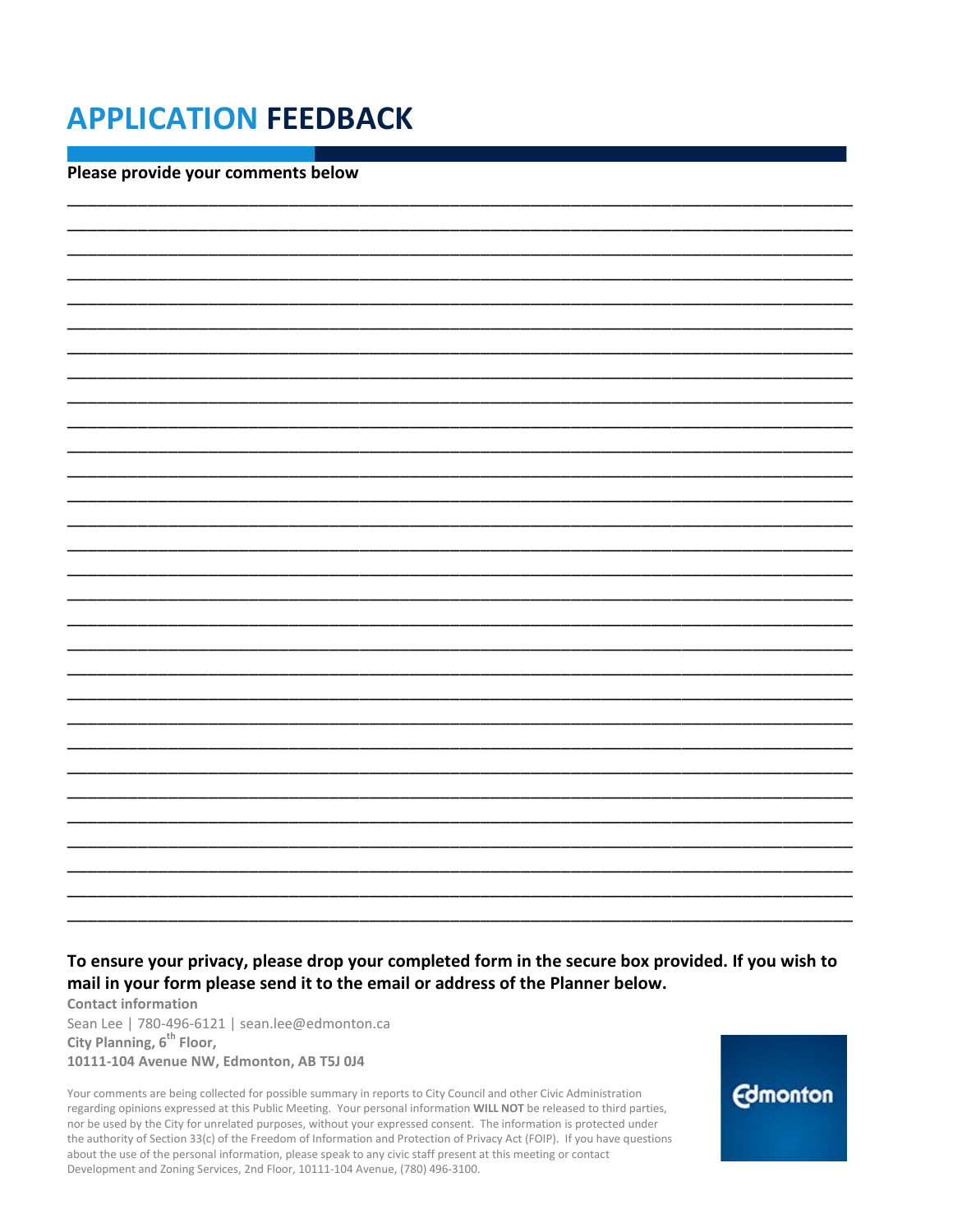# APPLICATION FEEDBACK

**Please provide your comments below**

**To ensure your privacy, please drop your completed form in the secure box provided. If you wish to mail in your form please send it to the email or address of the Planner below.**

**Contact information**

Sean Lee | 780-496-6121 | sean.lee@edmonton.ca

**City Planning, 6th Floor,**

**10111-104 Avenue NW, Edmonton, AB T5J 0J4**

Your comments are being collected for possible summary in reports to City Council and other Civic Administration regarding opinions expressed at this Public Meeting. Your personal information **WILL NOT** be released to third parties, nor be used by the City for unrelated purposes, without your expressed consent. The information is protected under the authority of Section 33(c) of the Freedom of Information and Protection of Privacy Act (FOIP). If you have questions about the use of the personal information, please speak to any civic staff present at this meeting or contact Development and Zoning Services, 2nd Floor, 10111-104 Avenue, (780) 496-3100.

Edmonton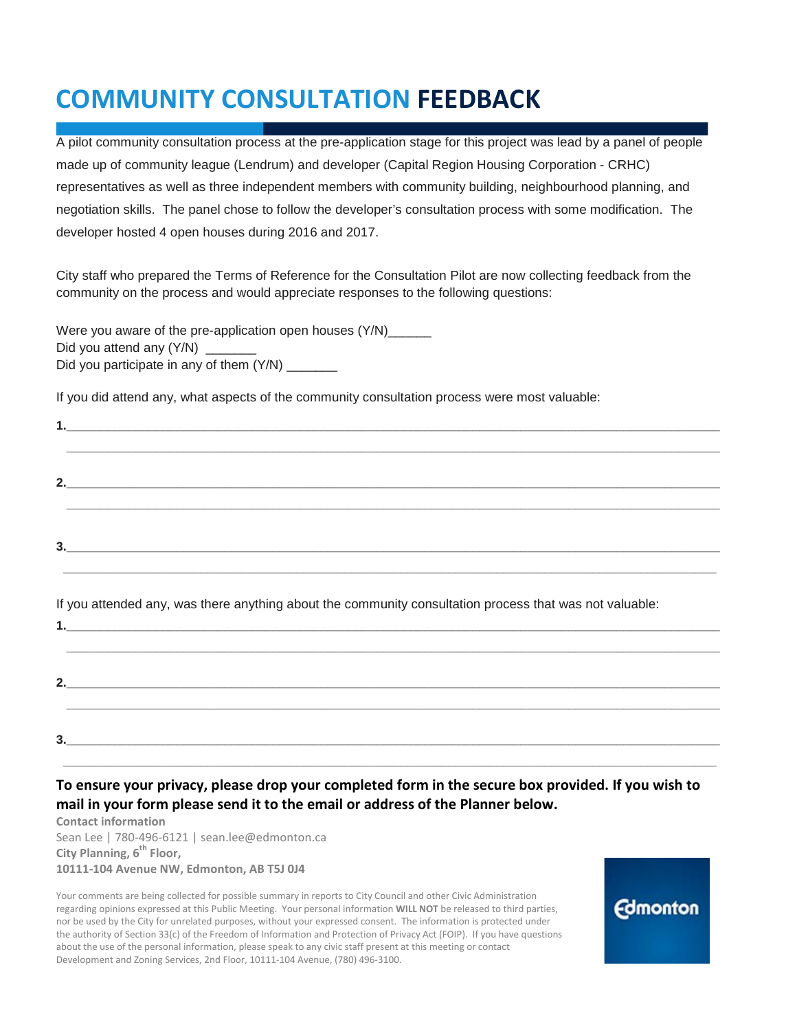# COMMUNITY CONSULTATION FEEDBACK

A pilot community consultation process at the pre-application stage for this project was lead by a panel of people made up of community league (Lendrum) and developer (Capital Region Housing Corporation - CRHC) representatives as well as three independent members with community building, neighbourhood planning, and negotiation skills. The panel chose to follow the developer's consultation process with some modification. The developer hosted 4 open houses during 2016 and 2017.

City staff who prepared the Terms of Reference for the Consultation Pilot are now collecting feedback from the community on the process and would appreciate responses to the following questions:

Were you aware of the pre-application open houses (Y/N)______
Did you attend any (Y/N) _______
Did you participate in any of them (Y/N) _______

If you did attend any, what aspects of the community consultation process were most valuable:

**1.**______________________________________________________________________________

______________________________________________________________________________

**2.**______________________________________________________________________________

______________________________________________________________________________

**3.**______________________________________________________________________________

______________________________________________________________________________

If you attended any, was there anything about the community consultation process that was not valuable:

**1.**______________________________________________________________________________

______________________________________________________________________________

**2.**______________________________________________________________________________

______________________________________________________________________________

**3.**______________________________________________________________________________

______________________________________________________________________________

**To ensure your privacy, please drop your completed form in the secure box provided. If you wish to mail in your form please send it to the email or address of the Planner below.**

**Contact information**
Sean Lee | 780-496-6121 | sean.lee@edmonton.ca
**City Planning, 6th Floor,**
**10111-104 Avenue NW, Edmonton, AB T5J 0J4**

Your comments are being collected for possible summary in reports to City Council and other Civic Administration regarding opinions expressed at this Public Meeting. Your personal information **WILL NOT** be released to third parties, nor be used by the City for unrelated purposes, without your expressed consent. The information is protected under the authority of Section 33(c) of the Freedom of Information and Protection of Privacy Act (FOIP). If you have questions about the use of the personal information, please speak to any civic staff present at this meeting or contact Development and Zoning Services, 2nd Floor, 10111-104 Avenue, (780) 496-3100.

Edmonton